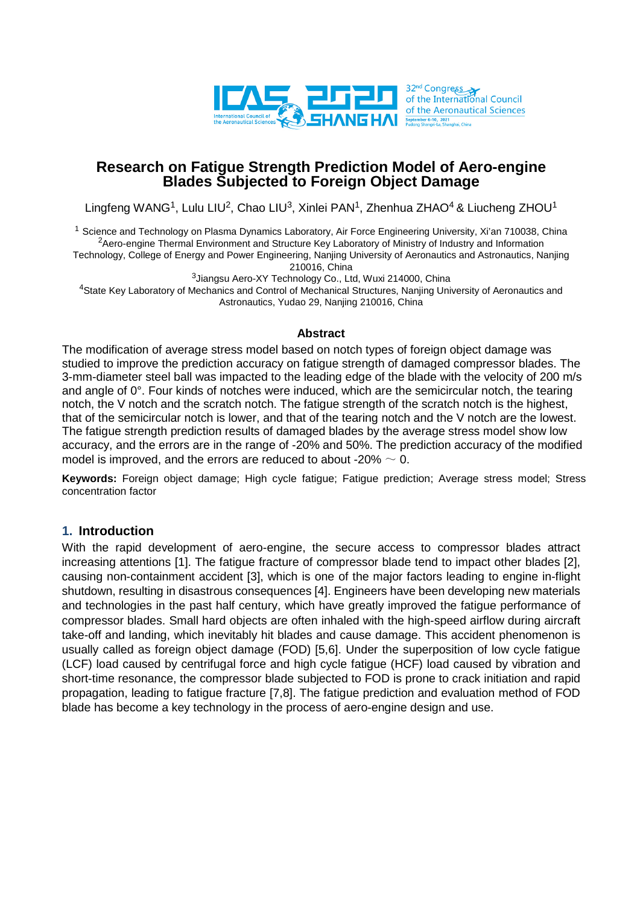# Research on Fatigue Strength Prediction Model of Aero-engine Blades Subjected to Foreign Object Damage

Lingfeng WANG[1], Lulu LIU[2], Chao LIU[3], Xinlei PAN[1], Zhenhua ZHAO[4] & Liucheng ZHOU[1]

[1] Science and Technology on Plasma Dynamics Laboratory, Air Force Engineering University, Xi'an 710038, China
[2]Aero-engine Thermal Environment and Structure Key Laboratory of Ministry of Industry and Information Technology, College of Energy and Power Engineering, Nanjing University of Aeronautics and Astronautics, Nanjing 210016, China
[3]Jiangsu Aero-XY Technology Co., Ltd, Wuxi 214000, China
[4]State Key Laboratory of Mechanics and Control of Mechanical Structures, Nanjing University of Aeronautics and Astronautics, Yudao 29, Nanjing 210016, China

## Abstract

The modification of average stress model based on notch types of foreign object damage was studied to improve the prediction accuracy on fatigue strength of damaged compressor blades. The 3-mm-diameter steel ball was impacted to the leading edge of the blade with the velocity of 200 m/s and angle of 0°. Four kinds of notches were induced, which are the semicircular notch, the tearing notch, the V notch and the scratch notch. The fatigue strength of the scratch notch is the highest, that of the semicircular notch is lower, and that of the tearing notch and the V notch are the lowest. The fatigue strength prediction results of damaged blades by the average stress model show low accuracy, and the errors are in the range of -20% and 50%. The prediction accuracy of the modified model is improved, and the errors are reduced to about -20% ～ 0.

**Keywords:** Foreign object damage; High cycle fatigue; Fatigue prediction; Average stress model; Stress concentration factor

## 1. Introduction

With the rapid development of aero-engine, the secure access to compressor blades attract increasing attentions [1]. The fatigue fracture of compressor blade tend to impact other blades [2], causing non-containment accident [3], which is one of the major factors leading to engine in-flight shutdown, resulting in disastrous consequences [4]. Engineers have been developing new materials and technologies in the past half century, which have greatly improved the fatigue performance of compressor blades. Small hard objects are often inhaled with the high-speed airflow during aircraft take-off and landing, which inevitably hit blades and cause damage. This accident phenomenon is usually called as foreign object damage (FOD) [5,6]. Under the superposition of low cycle fatigue (LCF) load caused by centrifugal force and high cycle fatigue (HCF) load caused by vibration and short-time resonance, the compressor blade subjected to FOD is prone to crack initiation and rapid propagation, leading to fatigue fracture [7,8]. The fatigue prediction and evaluation method of FOD blade has become a key technology in the process of aero-engine design and use.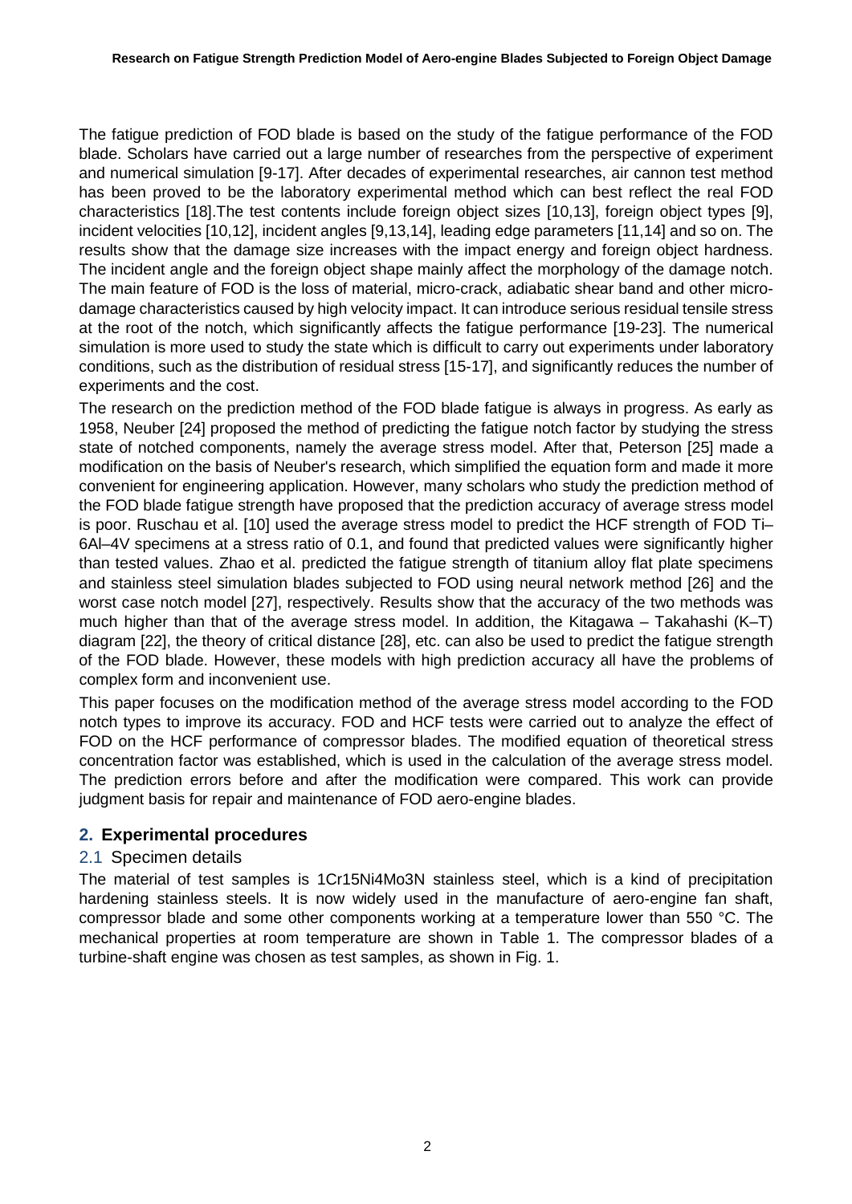The fatigue prediction of FOD blade is based on the study of the fatigue performance of the FOD blade. Scholars have carried out a large number of researches from the perspective of experiment and numerical simulation [9-17]. After decades of experimental researches, air cannon test method has been proved to be the laboratory experimental method which can best reflect the real FOD characteristics [18].The test contents include foreign object sizes [10,13], foreign object types [9], incident velocities [10,12], incident angles [9,13,14], leading edge parameters [11,14] and so on. The results show that the damage size increases with the impact energy and foreign object hardness. The incident angle and the foreign object shape mainly affect the morphology of the damage notch. The main feature of FOD is the loss of material, micro-crack, adiabatic shear band and other micro-damage characteristics caused by high velocity impact. It can introduce serious residual tensile stress at the root of the notch, which significantly affects the fatigue performance [19-23]. The numerical simulation is more used to study the state which is difficult to carry out experiments under laboratory conditions, such as the distribution of residual stress [15-17], and significantly reduces the number of experiments and the cost.

The research on the prediction method of the FOD blade fatigue is always in progress. As early as 1958, Neuber [24] proposed the method of predicting the fatigue notch factor by studying the stress state of notched components, namely the average stress model. After that, Peterson [25] made a modification on the basis of Neuber's research, which simplified the equation form and made it more convenient for engineering application. However, many scholars who study the prediction method of the FOD blade fatigue strength have proposed that the prediction accuracy of average stress model is poor. Ruschau et al. [10] used the average stress model to predict the HCF strength of FOD Ti–6Al–4V specimens at a stress ratio of 0.1, and found that predicted values were significantly higher than tested values. Zhao et al. predicted the fatigue strength of titanium alloy flat plate specimens and stainless steel simulation blades subjected to FOD using neural network method [26] and the worst case notch model [27], respectively. Results show that the accuracy of the two methods was much higher than that of the average stress model. In addition, the Kitagawa – Takahashi (K–T) diagram [22], the theory of critical distance [28], etc. can also be used to predict the fatigue strength of the FOD blade. However, these models with high prediction accuracy all have the problems of complex form and inconvenient use.

This paper focuses on the modification method of the average stress model according to the FOD notch types to improve its accuracy. FOD and HCF tests were carried out to analyze the effect of FOD on the HCF performance of compressor blades. The modified equation of theoretical stress concentration factor was established, which is used in the calculation of the average stress model. The prediction errors before and after the modification were compared. This work can provide judgment basis for repair and maintenance of FOD aero-engine blades.

## 2. Experimental procedures

### 2.1 Specimen details

The material of test samples is 1Cr15Ni4Mo3N stainless steel, which is a kind of precipitation hardening stainless steels. It is now widely used in the manufacture of aero-engine fan shaft, compressor blade and some other components working at a temperature lower than 550 °C. The mechanical properties at room temperature are shown in Table 1. The compressor blades of a turbine-shaft engine was chosen as test samples, as shown in Fig. 1.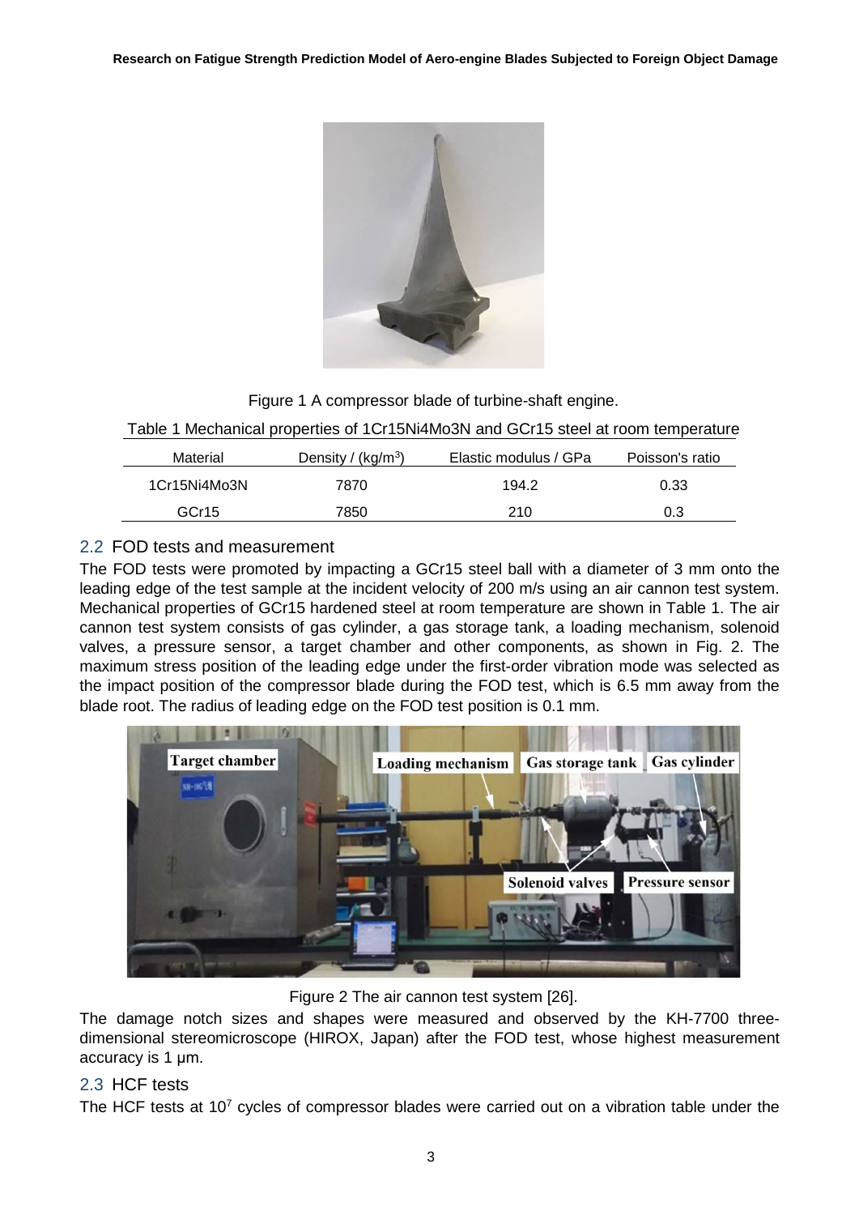Figure 1 A compressor blade of turbine-shaft engine.

Table 1 Mechanical properties of 1Cr15Ni4Mo3N and GCr15 steel at room temperature

| Material | Density / ($kg/m^3$) | Elastic modulus / GPa | Poisson's ratio |
|---|---|---|---|
| 1Cr15Ni4Mo3N | 7870 | 194.2 | 0.33 |
| GCr15 | 7850 | 210 | 0.3 |

## 2.2 FOD tests and measurement

The FOD tests were promoted by impacting a GCr15 steel ball with a diameter of 3 mm onto the leading edge of the test sample at the incident velocity of 200 m/s using an air cannon test system. Mechanical properties of GCr15 hardened steel at room temperature are shown in Table 1. The air cannon test system consists of gas cylinder, a gas storage tank, a loading mechanism, solenoid valves, a pressure sensor, a target chamber and other components, as shown in Fig. 2. The maximum stress position of the leading edge under the first-order vibration mode was selected as the impact position of the compressor blade during the FOD test, which is 6.5 mm away from the blade root. The radius of leading edge on the FOD test position is 0.1 mm.

Figure 2 The air cannon test system [26].

The damage notch sizes and shapes were measured and observed by the KH-7700 three-dimensional stereomicroscope (HIROX, Japan) after the FOD test, whose highest measurement accuracy is 1 μm.

## 2.3 HCF tests

The HCF tests at $10^7$ cycles of compressor blades were carried out on a vibration table under the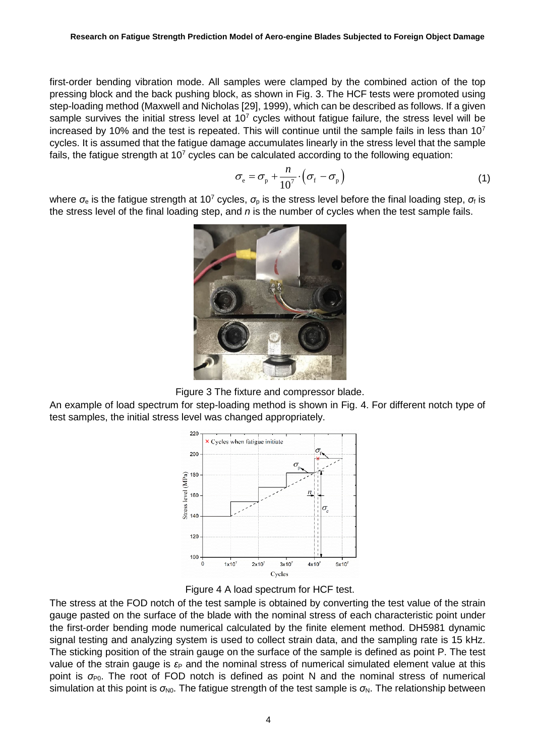first-order bending vibration mode. All samples were clamped by the combined action of the top pressing block and the back pushing block, as shown in Fig. 3. The HCF tests were promoted using step-loading method (Maxwell and Nicholas [29], 1999), which can be described as follows. If a given sample survives the initial stress level at $10^7$ cycles without fatigue failure, the stress level will be increased by 10% and the test is repeated. This will continue until the sample fails in less than $10^7$ cycles. It is assumed that the fatigue damage accumulates linearly in the stress level that the sample fails, the fatigue strength at $10^7$ cycles can be calculated according to the following equation:

$$\sigma_e = \sigma_p + \frac{n}{10^7} \cdot \left( \sigma_f - \sigma_p \right) \tag{1}$$

where $\sigma_e$ is the fatigue strength at $10^7$ cycles, $\sigma_p$ is the stress level before the final loading step, $\sigma_f$ is the stress level of the final loading step, and $n$ is the number of cycles when the test sample fails.

Figure 3 The fixture and compressor blade.

An example of load spectrum for step-loading method is shown in Fig. 4. For different notch type of test samples, the initial stress level was changed appropriately.

Figure 4 A load spectrum for HCF test.

The stress at the FOD notch of the test sample is obtained by converting the test value of the strain gauge pasted on the surface of the blade with the nominal stress of each characteristic point under the first-order bending mode numerical calculated by the finite element method. DH5981 dynamic signal testing and analyzing system is used to collect strain data, and the sampling rate is 15 kHz. The sticking position of the strain gauge on the surface of the sample is defined as point P. The test value of the strain gauge is $\varepsilon_P$ and the nominal stress of numerical simulated element value at this point is $\sigma_{P0}$. The root of FOD notch is defined as point N and the nominal stress of numerical simulation at this point is $\sigma_{N0}$. The fatigue strength of the test sample is $\sigma_N$. The relationship between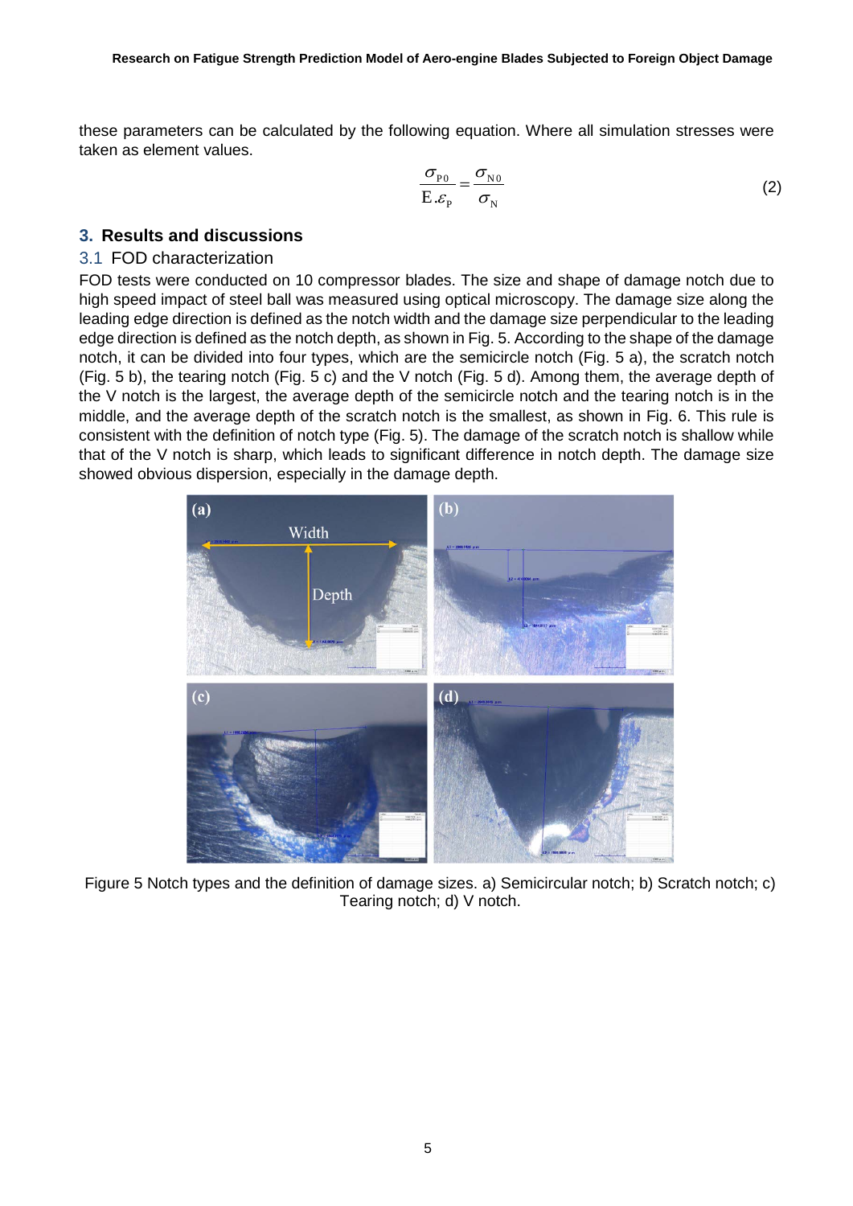these parameters can be calculated by the following equation. Where all simulation stresses were taken as element values.

$$\frac{\sigma_{P0}}{E.\varepsilon_{P}} = \frac{\sigma_{N0}}{\sigma_{N}} \tag{2}$$

## 3. Results and discussions

### 3.1 FOD characterization

FOD tests were conducted on 10 compressor blades. The size and shape of damage notch due to high speed impact of steel ball was measured using optical microscopy. The damage size along the leading edge direction is defined as the notch width and the damage size perpendicular to the leading edge direction is defined as the notch depth, as shown in Fig. 5. According to the shape of the damage notch, it can be divided into four types, which are the semicircle notch (Fig. 5 a), the scratch notch (Fig. 5 b), the tearing notch (Fig. 5 c) and the V notch (Fig. 5 d). Among them, the average depth of the V notch is the largest, the average depth of the semicircle notch and the tearing notch is in the middle, and the average depth of the scratch notch is the smallest, as shown in Fig. 6. This rule is consistent with the definition of notch type (Fig. 5). The damage of the scratch notch is shallow while that of the V notch is sharp, which leads to significant difference in notch depth. The damage size showed obvious dispersion, especially in the damage depth.

Figure 5 Notch types and the definition of damage sizes. a) Semicircular notch; b) Scratch notch; c) Tearing notch; d) V notch.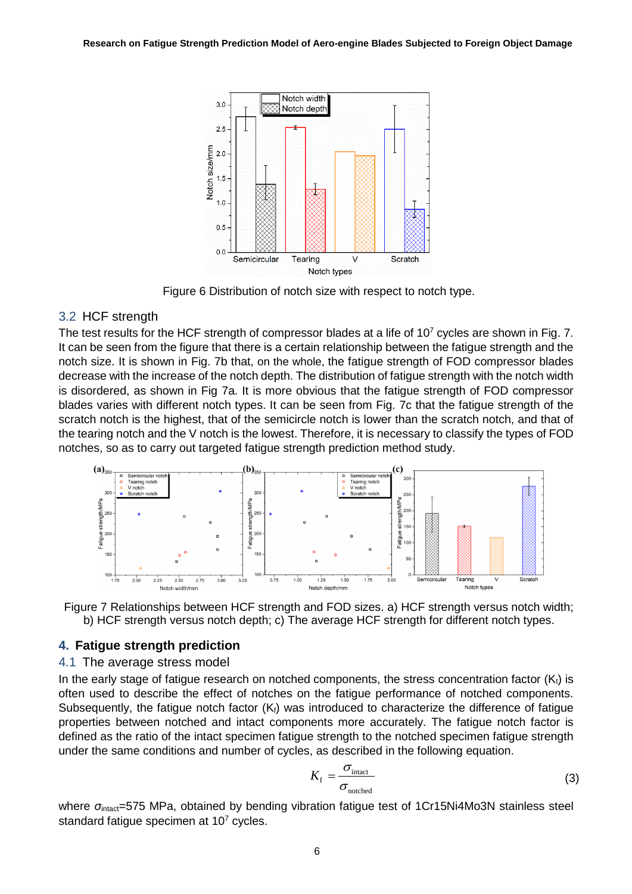Figure 6 Distribution of notch size with respect to notch type.

## 3.2 HCF strength

The test results for the HCF strength of compressor blades at a life of $10^7$ cycles are shown in Fig. 7. It can be seen from the figure that there is a certain relationship between the fatigue strength and the notch size. It is shown in Fig. 7b that, on the whole, the fatigue strength of FOD compressor blades decrease with the increase of the notch depth. The distribution of fatigue strength with the notch width is disordered, as shown in Fig 7a. It is more obvious that the fatigue strength of FOD compressor blades varies with different notch types. It can be seen from Fig. 7c that the fatigue strength of the scratch notch is the highest, that of the semicircle notch is lower than the scratch notch, and that of the tearing notch and the V notch is the lowest. Therefore, it is necessary to classify the types of FOD notches, so as to carry out targeted fatigue strength prediction method study.

Figure 7 Relationships between HCF strength and FOD sizes. a) HCF strength versus notch width; b) HCF strength versus notch depth; c) The average HCF strength for different notch types.

# 4. Fatigue strength prediction

## 4.1 The average stress model

In the early stage of fatigue research on notched components, the stress concentration factor ($K_t$) is often used to describe the effect of notches on the fatigue performance of notched components. Subsequently, the fatigue notch factor ($K_f$) was introduced to characterize the difference of fatigue properties between notched and intact components more accurately. The fatigue notch factor is defined as the ratio of the intact specimen fatigue strength to the notched specimen fatigue strength under the same conditions and number of cycles, as described in the following equation.

$$K_f = \frac{\sigma_{intact}}{\sigma_{notched}} \tag{3}$$

where $\sigma_{intact}$=575 MPa, obtained by bending vibration fatigue test of 1Cr15Ni4Mo3N stainless steel standard fatigue specimen at $10^7$ cycles.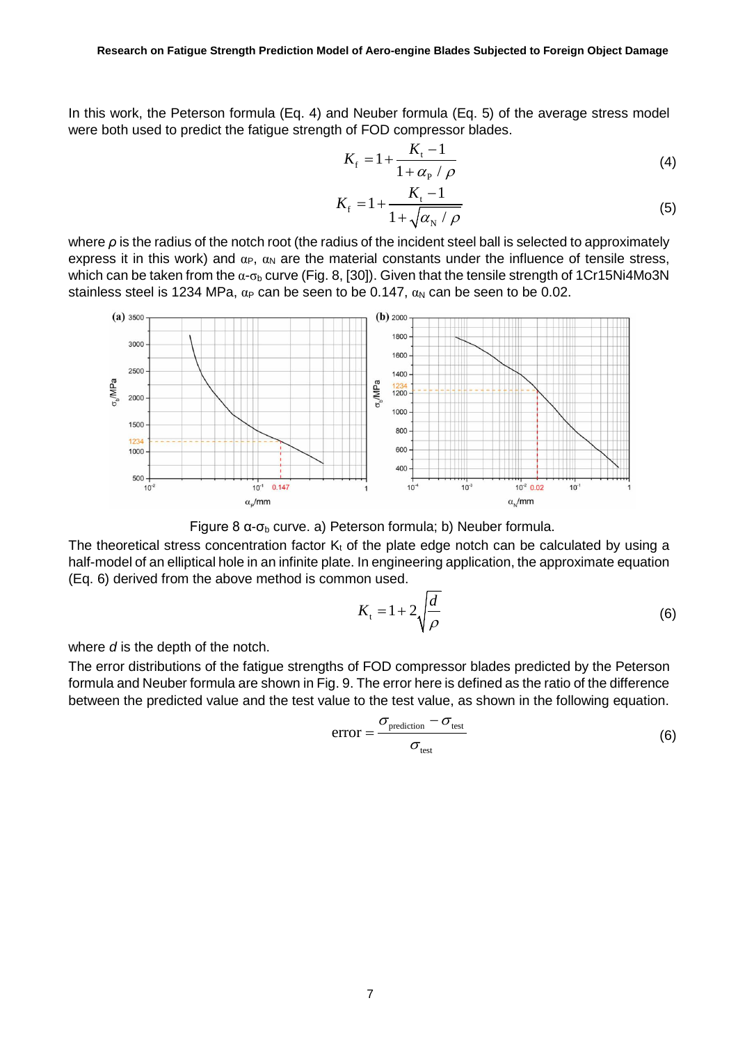In this work, the Peterson formula (Eq. 4) and Neuber formula (Eq. 5) of the average stress model were both used to predict the fatigue strength of FOD compressor blades.

$$K_f = 1 + \frac{K_t - 1}{1 + \alpha_P / \rho} \tag{4}$$

$$K_f = 1 + \frac{K_t - 1}{1 + \sqrt{\alpha_N / \rho}} \tag{5}$$

where $\rho$ is the radius of the notch root (the radius of the incident steel ball is selected to approximately express it in this work) and $\alpha_P$, $\alpha_N$ are the material constants under the influence of tensile stress, which can be taken from the $\alpha$-$\sigma_b$ curve (Fig. 8, [30]). Given that the tensile strength of 1Cr15Ni4Mo3N stainless steel is 1234 MPa, $\alpha_P$ can be seen to be 0.147, $\alpha_N$ can be seen to be 0.02.

Figure 8 $\alpha$-$\sigma_b$ curve. a) Peterson formula; b) Neuber formula.

The theoretical stress concentration factor $K_t$ of the plate edge notch can be calculated by using a half-model of an elliptical hole in an infinite plate. In engineering application, the approximate equation (Eq. 6) derived from the above method is common used.

$$K_t = 1 + 2\sqrt{\frac{d}{\rho}} \tag{6}$$

where $d$ is the depth of the notch.

The error distributions of the fatigue strengths of FOD compressor blades predicted by the Peterson formula and Neuber formula are shown in Fig. 9. The error here is defined as the ratio of the difference between the predicted value and the test value to the test value, as shown in the following equation.

$$\text{error} = \frac{\sigma_{\text{prediction}} - \sigma_{\text{test}}}{\sigma_{\text{test}}} \tag{6}$$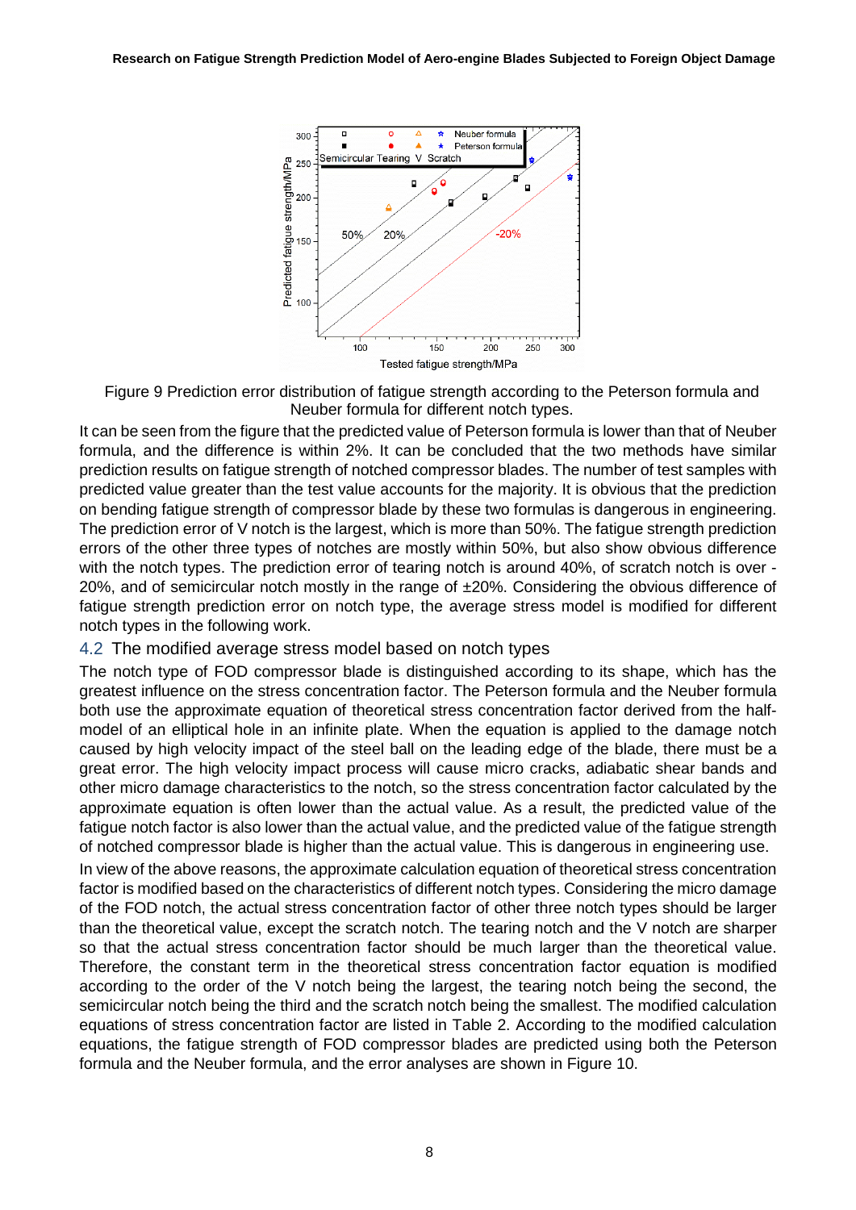Figure 9 Prediction error distribution of fatigue strength according to the Peterson formula and Neuber formula for different notch types.

It can be seen from the figure that the predicted value of Peterson formula is lower than that of Neuber formula, and the difference is within 2%. It can be concluded that the two methods have similar prediction results on fatigue strength of notched compressor blades. The number of test samples with predicted value greater than the test value accounts for the majority. It is obvious that the prediction on bending fatigue strength of compressor blade by these two formulas is dangerous in engineering. The prediction error of V notch is the largest, which is more than 50%. The fatigue strength prediction errors of the other three types of notches are mostly within 50%, but also show obvious difference with the notch types. The prediction error of tearing notch is around 40%, of scratch notch is over -20%, and of semicircular notch mostly in the range of ±20%. Considering the obvious difference of fatigue strength prediction error on notch type, the average stress model is modified for different notch types in the following work.

## 4.2 The modified average stress model based on notch types

The notch type of FOD compressor blade is distinguished according to its shape, which has the greatest influence on the stress concentration factor. The Peterson formula and the Neuber formula both use the approximate equation of theoretical stress concentration factor derived from the half-model of an elliptical hole in an infinite plate. When the equation is applied to the damage notch caused by high velocity impact of the steel ball on the leading edge of the blade, there must be a great error. The high velocity impact process will cause micro cracks, adiabatic shear bands and other micro damage characteristics to the notch, so the stress concentration factor calculated by the approximate equation is often lower than the actual value. As a result, the predicted value of the fatigue notch factor is also lower than the actual value, and the predicted value of the fatigue strength of notched compressor blade is higher than the actual value. This is dangerous in engineering use.

In view of the above reasons, the approximate calculation equation of theoretical stress concentration factor is modified based on the characteristics of different notch types. Considering the micro damage of the FOD notch, the actual stress concentration factor of other three notch types should be larger than the theoretical value, except the scratch notch. The tearing notch and the V notch are sharper so that the actual stress concentration factor should be much larger than the theoretical value. Therefore, the constant term in the theoretical stress concentration factor equation is modified according to the order of the V notch being the largest, the tearing notch being the second, the semicircular notch being the third and the scratch notch being the smallest. The modified calculation equations of stress concentration factor are listed in Table 2. According to the modified calculation equations, the fatigue strength of FOD compressor blades are predicted using both the Peterson formula and the Neuber formula, and the error analyses are shown in Figure 10.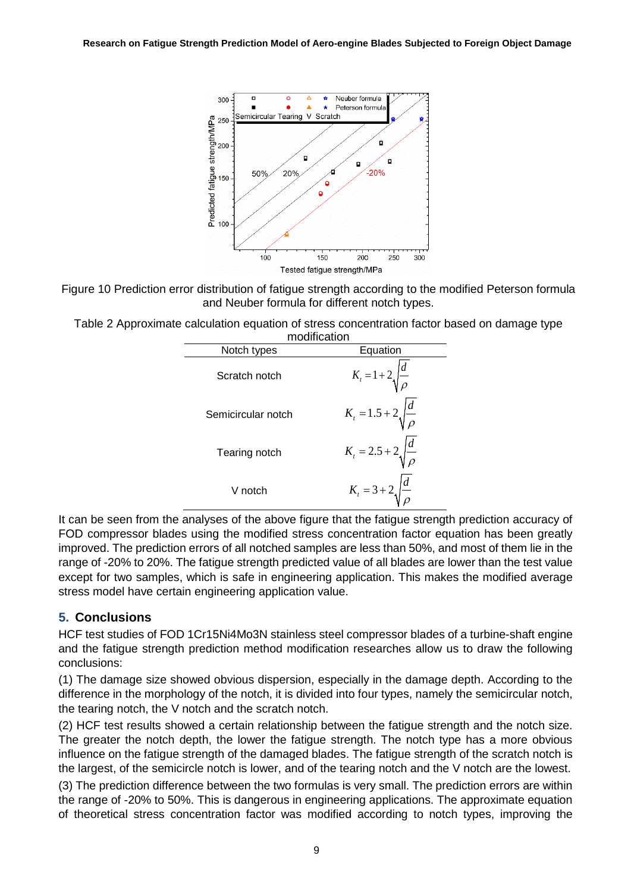Figure 10 Prediction error distribution of fatigue strength according to the modified Peterson formula and Neuber formula for different notch types.

Table 2 Approximate calculation equation of stress concentration factor based on damage type modification

| Notch types | Equation |
|---|---|
| Scratch notch | $K_t = 1 + 2\sqrt{\frac{d}{\rho}}$ |
| Semicircular notch | $K_t = 1.5 + 2\sqrt{\frac{d}{\rho}}$ |
| Tearing notch | $K_t = 2.5 + 2\sqrt{\frac{d}{\rho}}$ |
| V notch | $K_t = 3 + 2\sqrt{\frac{d}{\rho}}$ |

It can be seen from the analyses of the above figure that the fatigue strength prediction accuracy of FOD compressor blades using the modified stress concentration factor equation has been greatly improved. The prediction errors of all notched samples are less than 50%, and most of them lie in the range of -20% to 20%. The fatigue strength predicted value of all blades are lower than the test value except for two samples, which is safe in engineering application. This makes the modified average stress model have certain engineering application value.

## 5. Conclusions

HCF test studies of FOD 1Cr15Ni4Mo3N stainless steel compressor blades of a turbine-shaft engine and the fatigue strength prediction method modification researches allow us to draw the following conclusions:

(1) The damage size showed obvious dispersion, especially in the damage depth. According to the difference in the morphology of the notch, it is divided into four types, namely the semicircular notch, the tearing notch, the V notch and the scratch notch.

(2) HCF test results showed a certain relationship between the fatigue strength and the notch size. The greater the notch depth, the lower the fatigue strength. The notch type has a more obvious influence on the fatigue strength of the damaged blades. The fatigue strength of the scratch notch is the largest, of the semicircle notch is lower, and of the tearing notch and the V notch are the lowest.

(3) The prediction difference between the two formulas is very small. The prediction errors are within the range of -20% to 50%. This is dangerous in engineering applications. The approximate equation of theoretical stress concentration factor was modified according to notch types, improving the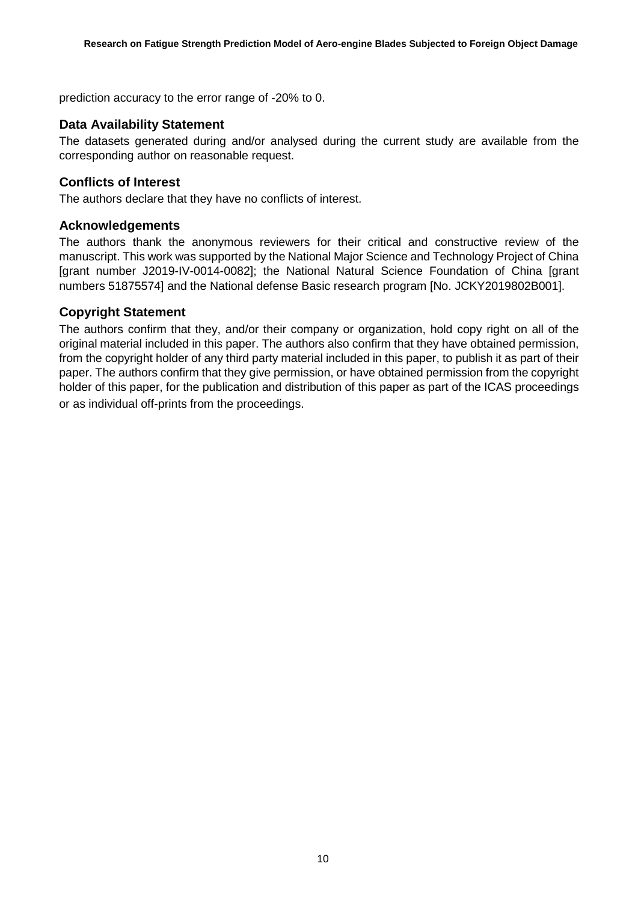prediction accuracy to the error range of -20% to 0.

## Data Availability Statement

The datasets generated during and/or analysed during the current study are available from the corresponding author on reasonable request.

## Conflicts of Interest

The authors declare that they have no conflicts of interest.

## Acknowledgements

The authors thank the anonymous reviewers for their critical and constructive review of the manuscript. This work was supported by the National Major Science and Technology Project of China [grant number J2019-IV-0014-0082]; the National Natural Science Foundation of China [grant numbers 51875574] and the National defense Basic research program [No. JCKY2019802B001].

## Copyright Statement

The authors confirm that they, and/or their company or organization, hold copy right on all of the original material included in this paper. The authors also confirm that they have obtained permission, from the copyright holder of any third party material included in this paper, to publish it as part of their paper. The authors confirm that they give permission, or have obtained permission from the copyright holder of this paper, for the publication and distribution of this paper as part of the ICAS proceedings or as individual off-prints from the proceedings.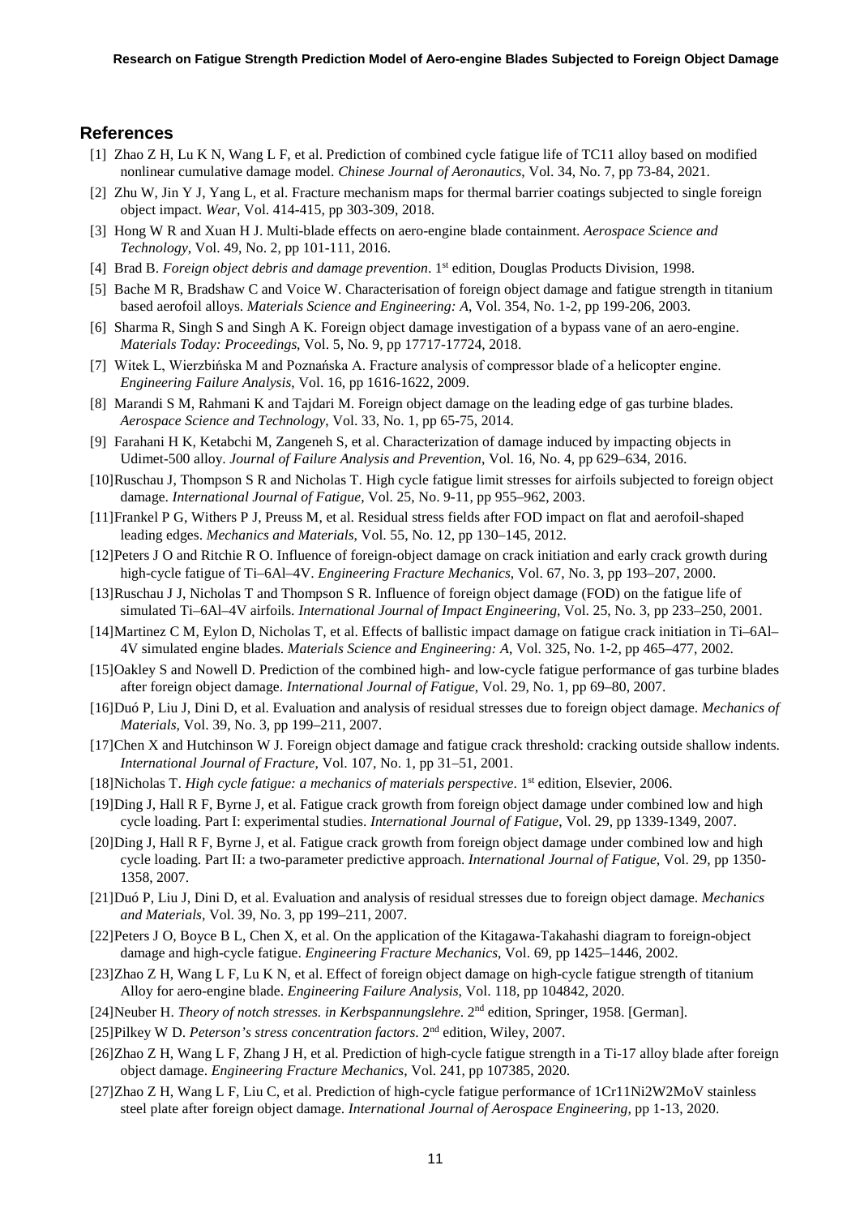## References

[1] Zhao Z H, Lu K N, Wang L F, et al. Prediction of combined cycle fatigue life of TC11 alloy based on modified nonlinear cumulative damage model. *Chinese Journal of Aeronautics*, Vol. 34, No. 7, pp 73-84, 2021.

[2] Zhu W, Jin Y J, Yang L, et al. Fracture mechanism maps for thermal barrier coatings subjected to single foreign object impact. *Wear*, Vol. 414-415, pp 303-309, 2018.

[3] Hong W R and Xuan H J. Multi-blade effects on aero-engine blade containment. *Aerospace Science and Technology*, Vol. 49, No. 2, pp 101-111, 2016.

[4] Brad B. *Foreign object debris and damage prevention*. 1st edition, Douglas Products Division, 1998.

[5] Bache M R, Bradshaw C and Voice W. Characterisation of foreign object damage and fatigue strength in titanium based aerofoil alloys. *Materials Science and Engineering: A*, Vol. 354, No. 1-2, pp 199-206, 2003.

[6] Sharma R, Singh S and Singh A K. Foreign object damage investigation of a bypass vane of an aero-engine. *Materials Today: Proceedings*, Vol. 5, No. 9, pp 17717-17724, 2018.

[7] Witek L, Wierzbińska M and Poznańska A. Fracture analysis of compressor blade of a helicopter engine. *Engineering Failure Analysis*, Vol. 16, pp 1616-1622, 2009.

[8] Marandi S M, Rahmani K and Tajdari M. Foreign object damage on the leading edge of gas turbine blades. *Aerospace Science and Technology*, Vol. 33, No. 1, pp 65-75, 2014.

[9] Farahani H K, Ketabchi M, Zangeneh S, et al. Characterization of damage induced by impacting objects in Udimet-500 alloy. *Journal of Failure Analysis and Prevention*, Vol. 16, No. 4, pp 629–634, 2016.

[10] Ruschau J, Thompson S R and Nicholas T. High cycle fatigue limit stresses for airfoils subjected to foreign object damage. *International Journal of Fatigue*, Vol. 25, No. 9-11, pp 955–962, 2003.

[11] Frankel P G, Withers P J, Preuss M, et al. Residual stress fields after FOD impact on flat and aerofoil-shaped leading edges. *Mechanics and Materials*, Vol. 55, No. 12, pp 130–145, 2012.

[12] Peters J O and Ritchie R O. Influence of foreign-object damage on crack initiation and early crack growth during high-cycle fatigue of Ti–6Al–4V. *Engineering Fracture Mechanics*, Vol. 67, No. 3, pp 193–207, 2000.

[13] Ruschau J J, Nicholas T and Thompson S R. Influence of foreign object damage (FOD) on the fatigue life of simulated Ti–6Al–4V airfoils. *International Journal of Impact Engineering*, Vol. 25, No. 3, pp 233–250, 2001.

[14] Martinez C M, Eylon D, Nicholas T, et al. Effects of ballistic impact damage on fatigue crack initiation in Ti–6Al–4V simulated engine blades. *Materials Science and Engineering: A*, Vol. 325, No. 1-2, pp 465–477, 2002.

[15] Oakley S and Nowell D. Prediction of the combined high- and low-cycle fatigue performance of gas turbine blades after foreign object damage. *International Journal of Fatigue*, Vol. 29, No. 1, pp 69–80, 2007.

[16] Duó P, Liu J, Dini D, et al. Evaluation and analysis of residual stresses due to foreign object damage. *Mechanics of Materials*, Vol. 39, No. 3, pp 199–211, 2007.

[17] Chen X and Hutchinson W J. Foreign object damage and fatigue crack threshold: cracking outside shallow indents. *International Journal of Fracture*, Vol. 107, No. 1, pp 31–51, 2001.

[18] Nicholas T. *High cycle fatigue: a mechanics of materials perspective*. 1st edition, Elsevier, 2006.

[19] Ding J, Hall R F, Byrne J, et al. Fatigue crack growth from foreign object damage under combined low and high cycle loading. Part I: experimental studies. *International Journal of Fatigue*, Vol. 29, pp 1339-1349, 2007.

[20] Ding J, Hall R F, Byrne J, et al. Fatigue crack growth from foreign object damage under combined low and high cycle loading. Part II: a two-parameter predictive approach. *International Journal of Fatigue*, Vol. 29, pp 1350-1358, 2007.

[21] Duó P, Liu J, Dini D, et al. Evaluation and analysis of residual stresses due to foreign object damage. *Mechanics and Materials*, Vol. 39, No. 3, pp 199–211, 2007.

[22] Peters J O, Boyce B L, Chen X, et al. On the application of the Kitagawa-Takahashi diagram to foreign-object damage and high-cycle fatigue. *Engineering Fracture Mechanics*, Vol. 69, pp 1425–1446, 2002.

[23] Zhao Z H, Wang L F, Lu K N, et al. Effect of foreign object damage on high-cycle fatigue strength of titanium Alloy for aero-engine blade. *Engineering Failure Analysis*, Vol. 118, pp 104842, 2020.

[24] Neuber H. *Theory of notch stresses. in Kerbspannungslehre*. 2nd edition, Springer, 1958. [German].

[25] Pilkey W D. *Peterson's stress concentration factors*. 2nd edition, Wiley, 2007.

[26] Zhao Z H, Wang L F, Zhang J H, et al. Prediction of high-cycle fatigue strength in a Ti-17 alloy blade after foreign object damage. *Engineering Fracture Mechanics*, Vol. 241, pp 107385, 2020.

[27] Zhao Z H, Wang L F, Liu C, et al. Prediction of high-cycle fatigue performance of 1Cr11Ni2W2MoV stainless steel plate after foreign object damage. *International Journal of Aerospace Engineering*, pp 1-13, 2020.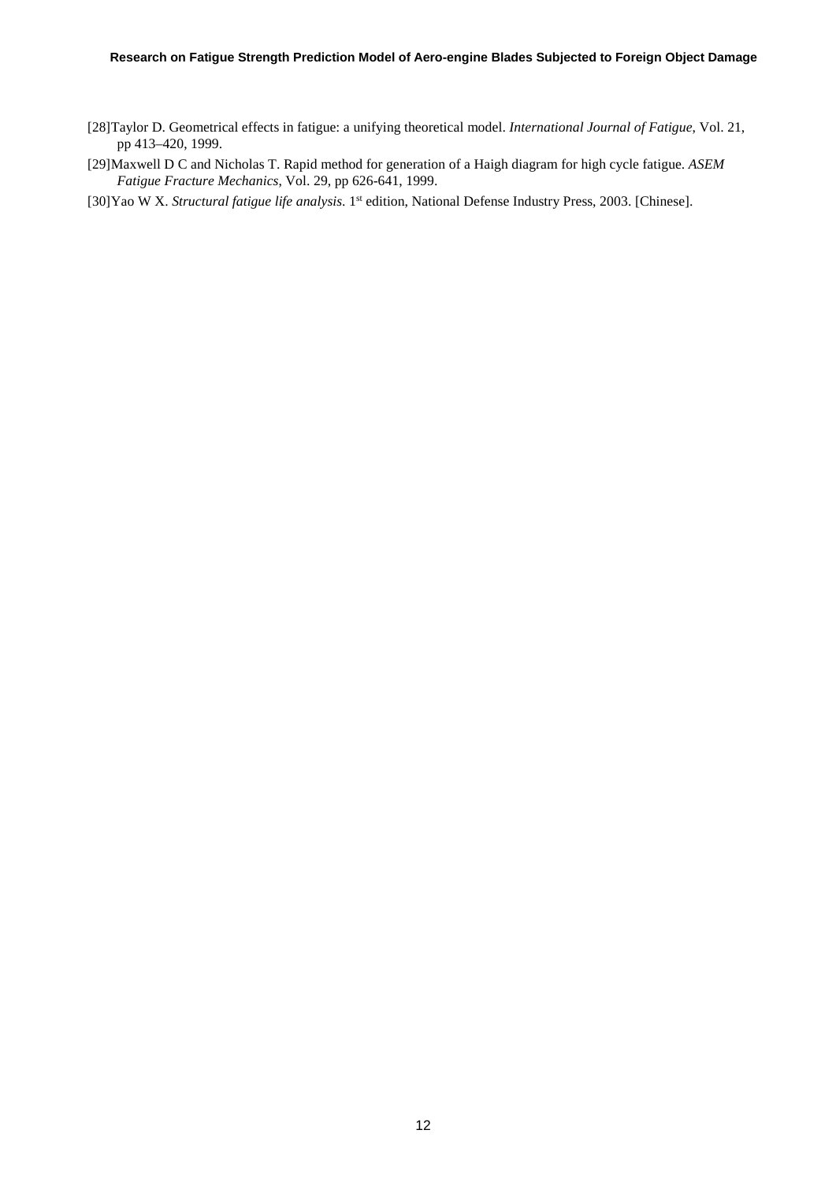[28]Taylor D. Geometrical effects in fatigue: a unifying theoretical model. *International Journal of Fatigue*, Vol. 21, pp 413–420, 1999.

[29]Maxwell D C and Nicholas T. Rapid method for generation of a Haigh diagram for high cycle fatigue. *ASEM Fatigue Fracture Mechanics*, Vol. 29, pp 626-641, 1999.

[30]Yao W X. *Structural fatigue life analysis*. 1st edition, National Defense Industry Press, 2003. [Chinese].